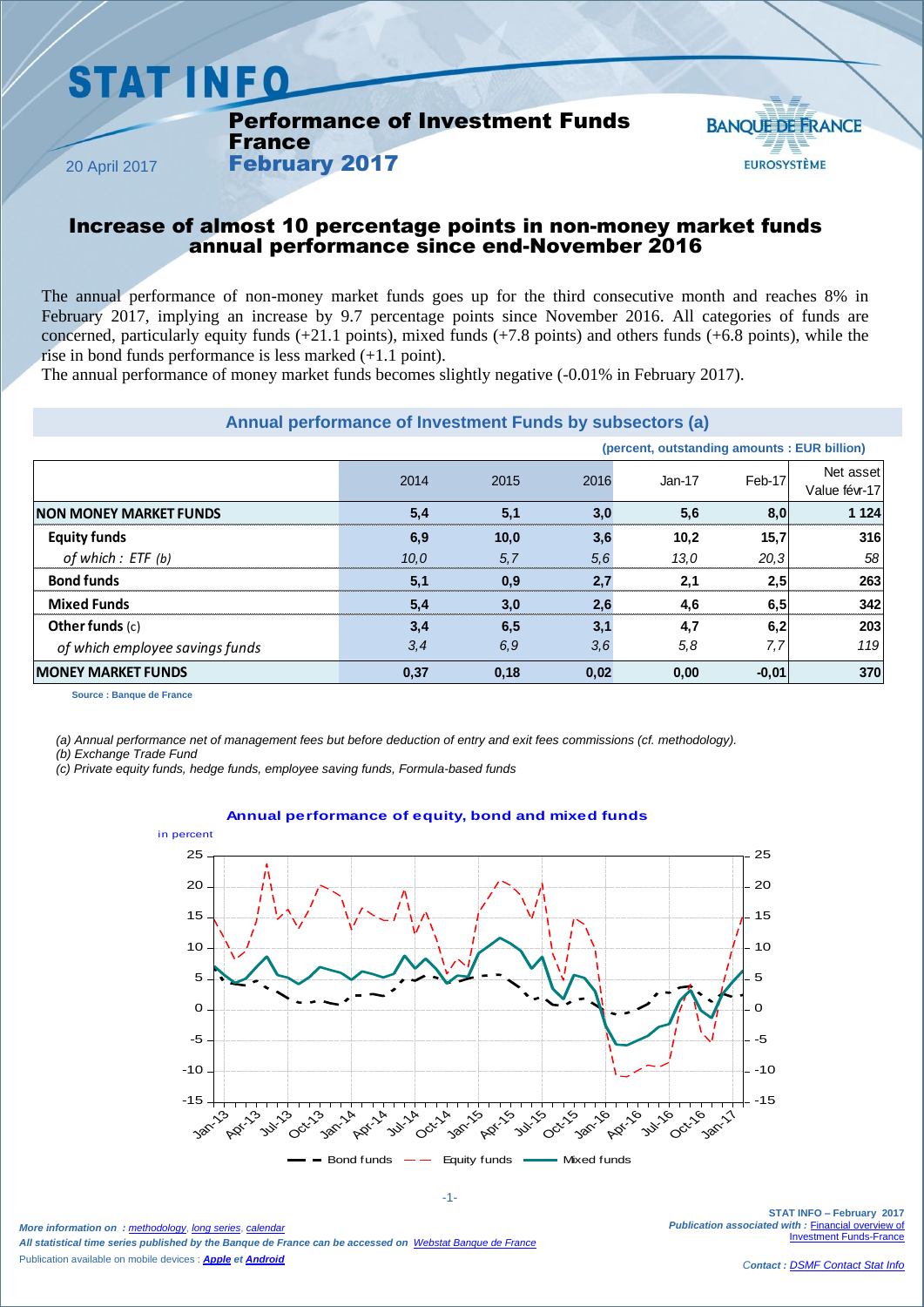# STAT INFO

## Performance of Investment Funds France
## February 2017

20 April 2017

## Increase of almost 10 percentage points in non-money market funds annual performance since end-November 2016

The annual performance of non-money market funds goes up for the third consecutive month and reaches 8% in February 2017, implying an increase by 9.7 percentage points since November 2016. All categories of funds are concerned, particularly equity funds (+21.1 points), mixed funds (+7.8 points) and others funds (+6.8 points), while the rise in bond funds performance is less marked (+1.1 point).

The annual performance of money market funds becomes slightly negative (-0.01% in February 2017).

### Annual performance of Investment Funds by subsectors (a)

(percent, outstanding amounts : EUR billion)

| | 2014 | 2015 | 2016 | Jan-17 | Feb-17 | Net asset Value févr-17 |
|---|---|---|---|---|---|---|
| **NON MONEY MARKET FUNDS** | **5,4** | **5,1** | **3,0** | **5,6** | **8,0** | **1 124** |
| **Equity funds** | **6,9** | **10,0** | **3,6** | **10,2** | **15,7** | **316** |
| *of which : ETF (b)* | *10,0* | *5,7* | *5,6* | *13,0* | *20,3* | *58* |
| **Bond funds** | **5,1** | **0,9** | **2,7** | **2,1** | **2,5** | **263** |
| **Mixed Funds** | **5,4** | **3,0** | **2,6** | **4,6** | **6,5** | **342** |
| **Other funds** (c) | **3,4** | **6,5** | **3,1** | **4,7** | **6,2** | **203** |
| *of which employee savings funds* | *3,4* | *6,9* | *3,6* | *5,8* | *7,7* | *119* |
| **MONEY MARKET FUNDS** | **0,37** | **0,18** | **0,02** | **0,00** | **-0,01** | **370** |

Source : Banque de France

*(a) Annual performance net of management fees but before deduction of entry and exit fees commissions (cf. methodology).*
*(b) Exchange Trade Fund*
*(c) Private equity funds, hedge funds, employee saving funds, Formula-based funds*

### Annual performance of equity, bond and mixed funds

in percent

(Chart: Bond funds, Equity funds, Mixed funds; Jan-13 to Jan-17)

*More information on : methodology, long series, calendar*
*All statistical time series published by the Banque de France can be accessed on Webstat Banque de France*
Publication available on mobile devices : ***Apple*** *et* ***Android***

**STAT INFO – February 2017**
*Publication associated with :* Financial overview of Investment Funds-France

*Contact :* *DSMF Contact Stat Info*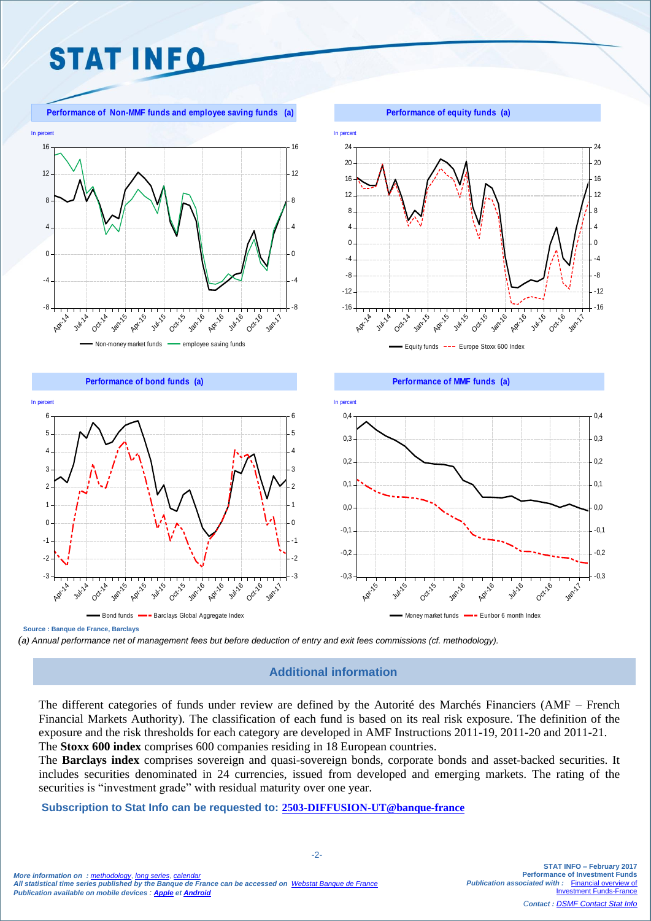# STAT INFO

**Performance of Non-MMF funds and employee saving funds (a)**

In percent

16 12 8 4 0 -4 -8

Apr-14 Jul-14 Oct-14 Jan-15 Apr-15 Jul-15 Oct-15 Jan-16 Apr-16 Jul-16 Oct-16 Jan-17

Non-money market funds — employee saving funds

**Performance of equity funds (a)**

In percent

24 20 16 12 8 4 0 -4 -8 -12 -16

Apr-14 Jul-14 Oct-14 Jan-15 Apr-15 Jul-15 Oct-15 Jan-16 Apr-16 Jul-16 Oct-16 Jan-17

Equity funds — Europe Stoxx 600 Index

**Performance of bond funds (a)**

In percent

6 5 4 3 2 1 0 -1 -2 -3

Apr-14 Jul-14 Oct-14 Jan-15 Apr-15 Jul-15 Oct-15 Jan-16 Apr-16 Jul-16 Oct-16 Jan-17

Bond funds — Barclays Global Aggregate Index

**Performance of MMF funds (a)**

In percent

0,4 0,3 0,2 0,1 0,0 -0,1 -0,2 -0,3

Apr-15 Jul-15 Oct-15 Jan-16 Apr-16 Jul-16 Oct-16 Jan-17

Money market funds — Euribor 6 month Index

**Source : Banque de France, Barclays**

*(a) Annual performance net of management fees but before deduction of entry and exit fees commissions (cf. methodology).*

## Additional information

The different categories of funds under review are defined by the Autorité des Marchés Financiers (AMF – French Financial Markets Authority). The classification of each fund is based on its real risk exposure. The definition of the exposure and the risk thresholds for each category are developed in AMF Instructions 2011-19, 2011-20 and 2011-21.

The **Stoxx 600 index** comprises 600 companies residing in 18 European countries.

The **Barclays index** comprises sovereign and quasi-sovereign bonds, corporate bonds and asset-backed securities. It includes securities denominated in 24 currencies, issued from developed and emerging markets. The rating of the securities is "investment grade" with residual maturity over one year.

**Subscription to Stat Info can be requested to: 2503-DIFFUSION-UT@banque-france**

*More information on : methodology, long series, calendar*
*All statistical time series published by the Banque de France can be accessed on Webstat Banque de France*
*Publication available on mobile devices : **Apple** et **Android***

**STAT INFO – February 2017**
**Performance of Investment Funds**
*Publication associated with :* Financial overview of Investment Funds-France

*Contact : DSMF Contact Stat Info*